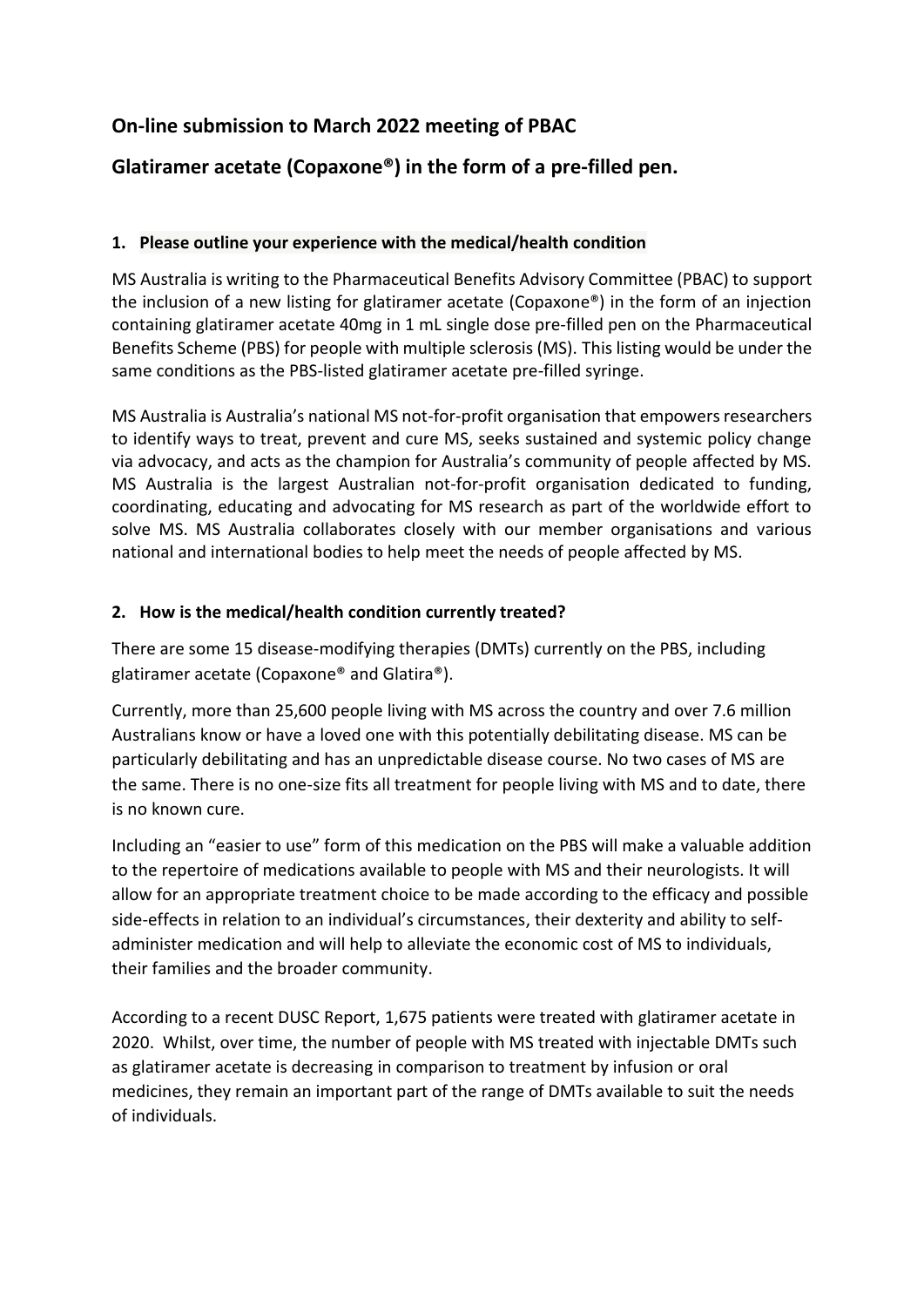## On-line submission to March 2022 meeting of PBAC

## Glatiramer acetate (Copaxone®) in the form of a pre-filled pen.

### 1. Please outline your experience with the medical/health condition

MS Australia is writing to the Pharmaceutical Benefits Advisory Committee (PBAC) to support the inclusion of a new listing for glatiramer acetate (Copaxone®) in the form of an injection containing glatiramer acetate 40mg in 1 mL single dose pre-filled pen on the Pharmaceutical Benefits Scheme (PBS) for people with multiple sclerosis (MS). This listing would be under the same conditions as the PBS-listed glatiramer acetate pre-filled syringe.

MS Australia is Australia's national MS not-for-profit organisation that empowers researchers to identify ways to treat, prevent and cure MS, seeks sustained and systemic policy change via advocacy, and acts as the champion for Australia's community of people affected by MS. MS Australia is the largest Australian not-for-profit organisation dedicated to funding, coordinating, educating and advocating for MS research as part of the worldwide effort to solve MS. MS Australia collaborates closely with our member organisations and various national and international bodies to help meet the needs of people affected by MS.

### 2. How is the medical/health condition currently treated?

There are some 15 disease-modifying therapies (DMTs) currently on the PBS, including glatiramer acetate (Copaxone® and Glatira®).

Currently, more than 25,600 people living with MS across the country and over 7.6 million Australians know or have a loved one with this potentially debilitating disease. MS can be particularly debilitating and has an unpredictable disease course. No two cases of MS are the same. There is no one-size fits all treatment for people living with MS and to date, there is no known cure.

Including an "easier to use" form of this medication on the PBS will make a valuable addition to the repertoire of medications available to people with MS and their neurologists. It will allow for an appropriate treatment choice to be made according to the efficacy and possible side-effects in relation to an individual's circumstances, their dexterity and ability to self-administer medication and will help to alleviate the economic cost of MS to individuals, their families and the broader community.

According to a recent DUSC Report, 1,675 patients were treated with glatiramer acetate in 2020. Whilst, over time, the number of people with MS treated with injectable DMTs such as glatiramer acetate is decreasing in comparison to treatment by infusion or oral medicines, they remain an important part of the range of DMTs available to suit the needs of individuals.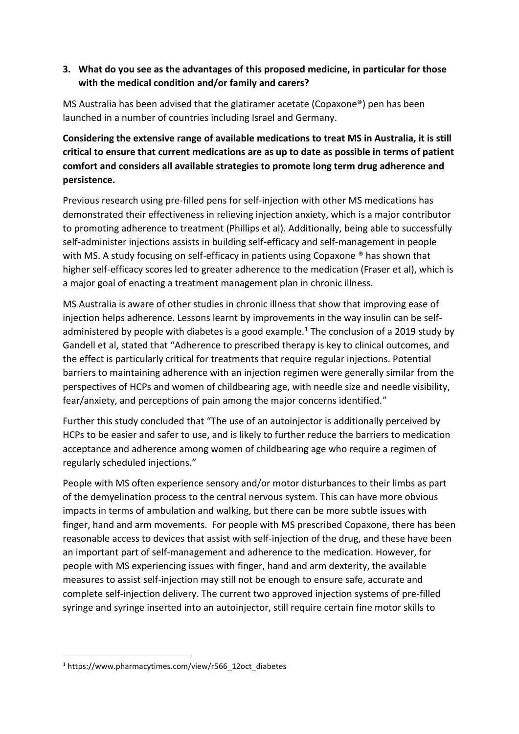**3. What do you see as the advantages of this proposed medicine, in particular for those with the medical condition and/or family and carers?**

MS Australia has been advised that the glatiramer acetate (Copaxone®) pen has been launched in a number of countries including Israel and Germany.

**Considering the extensive range of available medications to treat MS in Australia, it is still critical to ensure that current medications are as up to date as possible in terms of patient comfort and considers all available strategies to promote long term drug adherence and persistence.**

Previous research using pre-filled pens for self-injection with other MS medications has demonstrated their effectiveness in relieving injection anxiety, which is a major contributor to promoting adherence to treatment (Phillips et al). Additionally, being able to successfully self-administer injections assists in building self-efficacy and self-management in people with MS. A study focusing on self-efficacy in patients using Copaxone ® has shown that higher self-efficacy scores led to greater adherence to the medication (Fraser et al), which is a major goal of enacting a treatment management plan in chronic illness.

MS Australia is aware of other studies in chronic illness that show that improving ease of injection helps adherence. Lessons learnt by improvements in the way insulin can be self-administered by people with diabetes is a good example.[1] The conclusion of a 2019 study by Gandell et al, stated that "Adherence to prescribed therapy is key to clinical outcomes, and the effect is particularly critical for treatments that require regular injections. Potential barriers to maintaining adherence with an injection regimen were generally similar from the perspectives of HCPs and women of childbearing age, with needle size and needle visibility, fear/anxiety, and perceptions of pain among the major concerns identified."

Further this study concluded that "The use of an autoinjector is additionally perceived by HCPs to be easier and safer to use, and is likely to further reduce the barriers to medication acceptance and adherence among women of childbearing age who require a regimen of regularly scheduled injections."

People with MS often experience sensory and/or motor disturbances to their limbs as part of the demyelination process to the central nervous system. This can have more obvious impacts in terms of ambulation and walking, but there can be more subtle issues with finger, hand and arm movements. For people with MS prescribed Copaxone, there has been reasonable access to devices that assist with self-injection of the drug, and these have been an important part of self-management and adherence to the medication. However, for people with MS experiencing issues with finger, hand and arm dexterity, the available measures to assist self-injection may still not be enough to ensure safe, accurate and complete self-injection delivery. The current two approved injection systems of pre-filled syringe and syringe inserted into an autoinjector, still require certain fine motor skills to

[1] https://www.pharmacytimes.com/view/r566_12oct_diabetes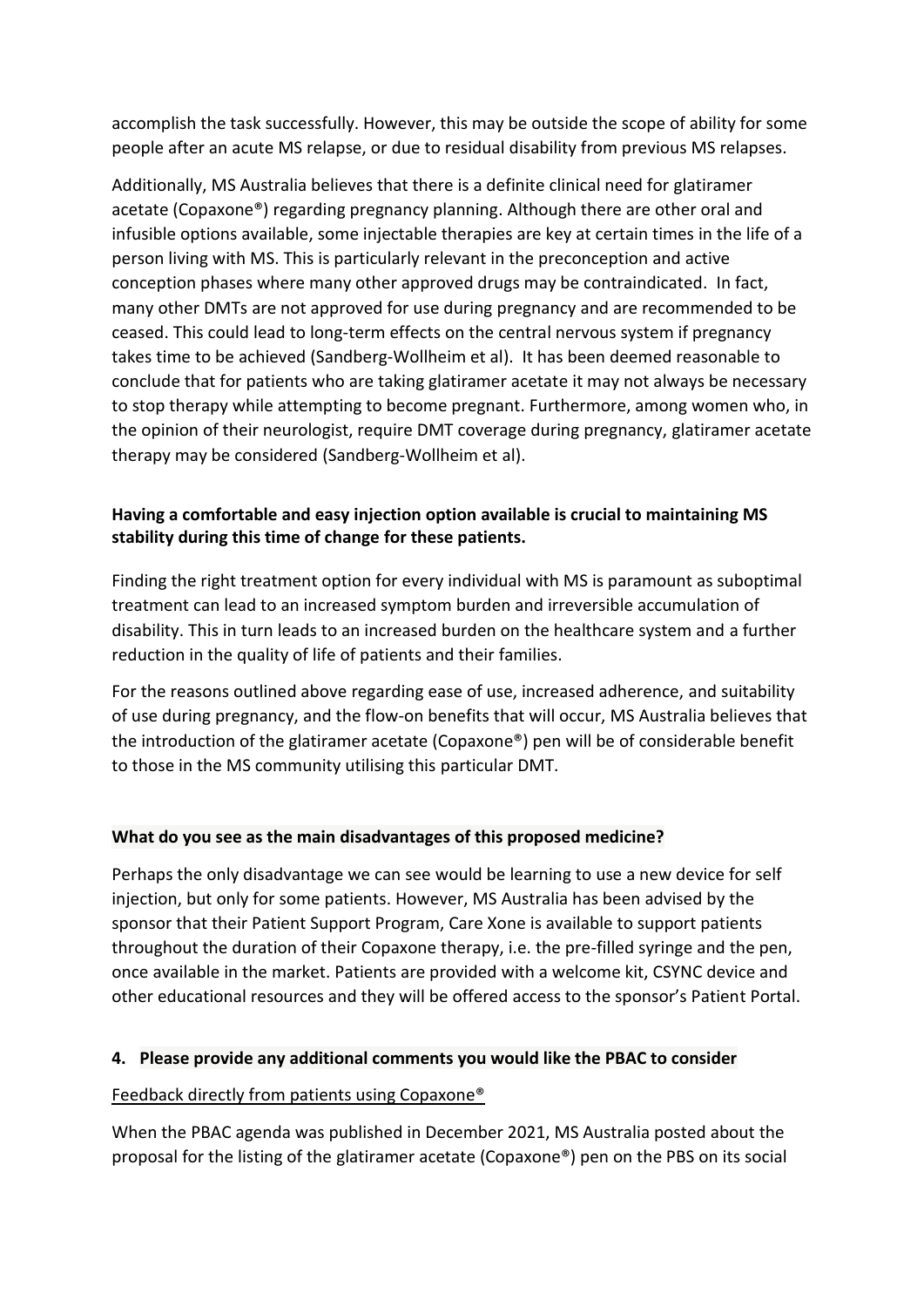accomplish the task successfully. However, this may be outside the scope of ability for some people after an acute MS relapse, or due to residual disability from previous MS relapses.

Additionally, MS Australia believes that there is a definite clinical need for glatiramer acetate (Copaxone®) regarding pregnancy planning. Although there are other oral and infusible options available, some injectable therapies are key at certain times in the life of a person living with MS. This is particularly relevant in the preconception and active conception phases where many other approved drugs may be contraindicated. In fact, many other DMTs are not approved for use during pregnancy and are recommended to be ceased. This could lead to long-term effects on the central nervous system if pregnancy takes time to be achieved (Sandberg-Wollheim et al). It has been deemed reasonable to conclude that for patients who are taking glatiramer acetate it may not always be necessary to stop therapy while attempting to become pregnant. Furthermore, among women who, in the opinion of their neurologist, require DMT coverage during pregnancy, glatiramer acetate therapy may be considered (Sandberg-Wollheim et al).

**Having a comfortable and easy injection option available is crucial to maintaining MS stability during this time of change for these patients.**

Finding the right treatment option for every individual with MS is paramount as suboptimal treatment can lead to an increased symptom burden and irreversible accumulation of disability. This in turn leads to an increased burden on the healthcare system and a further reduction in the quality of life of patients and their families.

For the reasons outlined above regarding ease of use, increased adherence, and suitability of use during pregnancy, and the flow-on benefits that will occur, MS Australia believes that the introduction of the glatiramer acetate (Copaxone®) pen will be of considerable benefit to those in the MS community utilising this particular DMT.

**What do you see as the main disadvantages of this proposed medicine?**

Perhaps the only disadvantage we can see would be learning to use a new device for self injection, but only for some patients. However, MS Australia has been advised by the sponsor that their Patient Support Program, Care Xone is available to support patients throughout the duration of their Copaxone therapy, i.e. the pre-filled syringe and the pen, once available in the market. Patients are provided with a welcome kit, CSYNC device and other educational resources and they will be offered access to the sponsor's Patient Portal.

**4. Please provide any additional comments you would like the PBAC to consider**

Feedback directly from patients using Copaxone®

When the PBAC agenda was published in December 2021, MS Australia posted about the proposal for the listing of the glatiramer acetate (Copaxone®) pen on the PBS on its social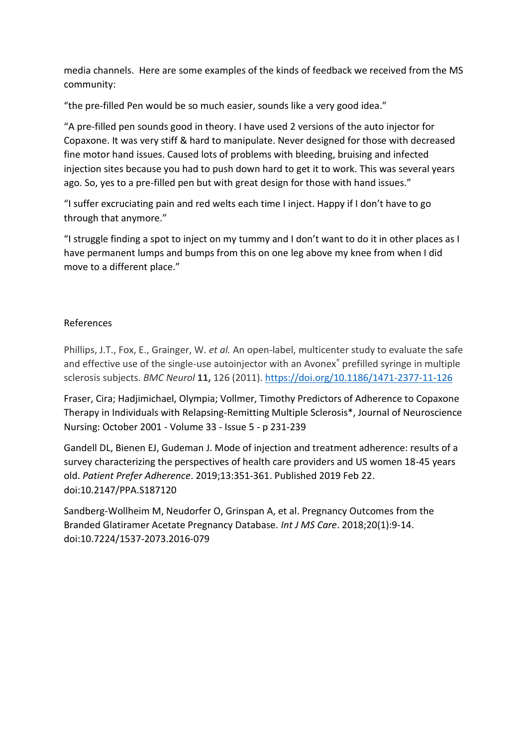media channels. Here are some examples of the kinds of feedback we received from the MS community:

"the pre-filled Pen would be so much easier, sounds like a very good idea."

"A pre-filled pen sounds good in theory. I have used 2 versions of the auto injector for Copaxone. It was very stiff & hard to manipulate. Never designed for those with decreased fine motor hand issues. Caused lots of problems with bleeding, bruising and infected injection sites because you had to push down hard to get it to work. This was several years ago. So, yes to a pre-filled pen but with great design for those with hand issues."

"I suffer excruciating pain and red welts each time I inject. Happy if I don't have to go through that anymore."

"I struggle finding a spot to inject on my tummy and I don't want to do it in other places as I have permanent lumps and bumps from this on one leg above my knee from when I did move to a different place."

References

Phillips, J.T., Fox, E., Grainger, W. *et al.* An open-label, multicenter study to evaluate the safe and effective use of the single-use autoinjector with an Avonex® prefilled syringe in multiple sclerosis subjects. *BMC Neurol* **11,** 126 (2011). https://doi.org/10.1186/1471-2377-11-126

Fraser, Cira; Hadjimichael, Olympia; Vollmer, Timothy Predictors of Adherence to Copaxone Therapy in Individuals with Relapsing-Remitting Multiple Sclerosis*, Journal of Neuroscience Nursing: October 2001 - Volume 33 - Issue 5 - p 231-239

Gandell DL, Bienen EJ, Gudeman J. Mode of injection and treatment adherence: results of a survey characterizing the perspectives of health care providers and US women 18-45 years old. *Patient Prefer Adherence*. 2019;13:351-361. Published 2019 Feb 22. doi:10.2147/PPA.S187120

Sandberg-Wollheim M, Neudorfer O, Grinspan A, et al. Pregnancy Outcomes from the Branded Glatiramer Acetate Pregnancy Database. *Int J MS Care*. 2018;20(1):9-14. doi:10.7224/1537-2073.2016-079